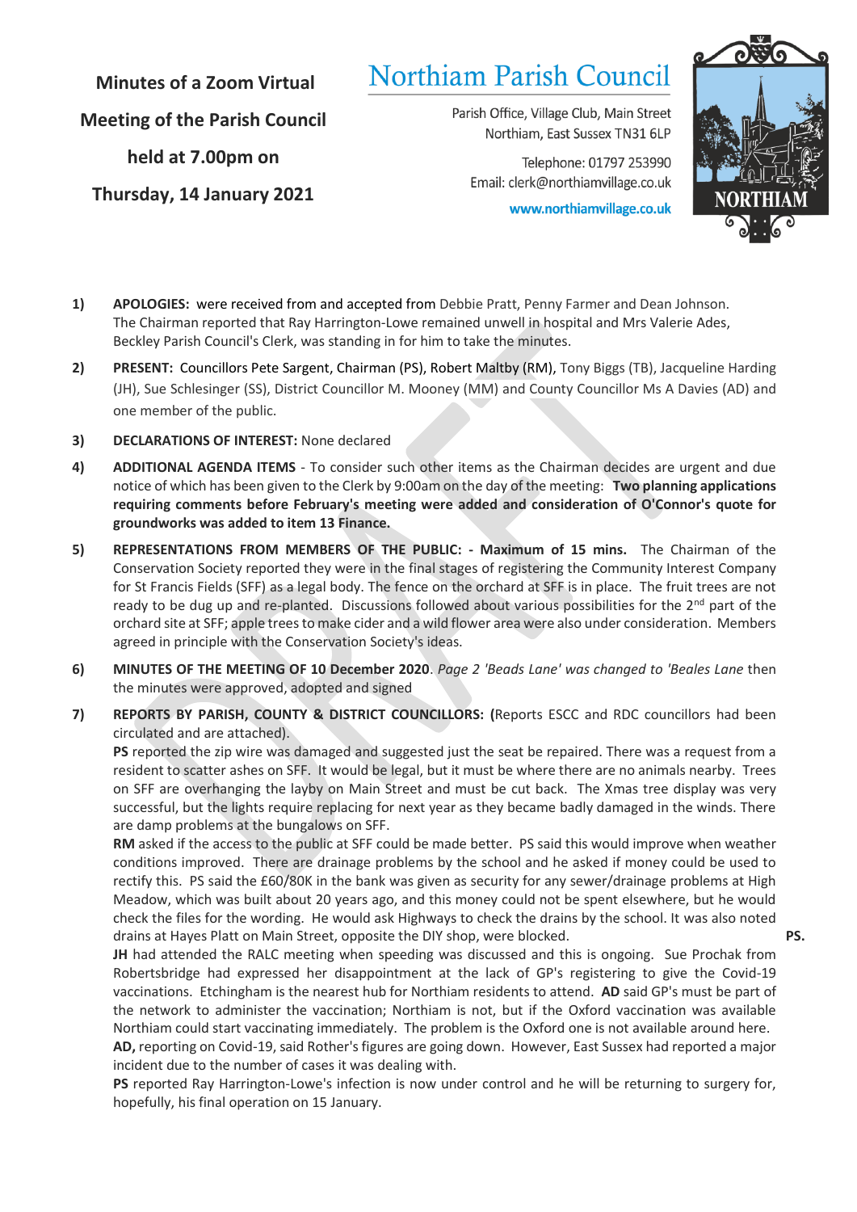**Minutes of a Zoom Virtual Meeting of the Parish Council held at 7.00pm on Thursday, 14 January 2021**

# Northiam Parish Council

Parish Office, Village Club, Main Street
Northiam, East Sussex TN31 6LP

Telephone: 01797 253990
Email: clerk@northiamvillage.co.uk

www.northiamvillage.co.uk

1) **APOLOGIES:** were received from and accepted from Debbie Pratt, Penny Farmer and Dean Johnson. The Chairman reported that Ray Harrington-Lowe remained unwell in hospital and Mrs Valerie Ades, Beckley Parish Council's Clerk, was standing in for him to take the minutes.

2) **PRESENT:** Councillors Pete Sargent, Chairman (PS), Robert Maltby (RM), Tony Biggs (TB), Jacqueline Harding (JH), Sue Schlesinger (SS), District Councillor M. Mooney (MM) and County Councillor Ms A Davies (AD) and one member of the public.

3) **DECLARATIONS OF INTEREST:** None declared

4) **ADDITIONAL AGENDA ITEMS** - To consider such other items as the Chairman decides are urgent and due notice of which has been given to the Clerk by 9:00am on the day of the meeting: **Two planning applications requiring comments before February's meeting were added and consideration of O'Connor's quote for groundworks was added to item 13 Finance.**

5) **REPRESENTATIONS FROM MEMBERS OF THE PUBLIC: - Maximum of 15 mins.** The Chairman of the Conservation Society reported they were in the final stages of registering the Community Interest Company for St Francis Fields (SFF) as a legal body. The fence on the orchard at SFF is in place. The fruit trees are not ready to be dug up and re-planted. Discussions followed about various possibilities for the 2nd part of the orchard site at SFF; apple trees to make cider and a wild flower area were also under consideration. Members agreed in principle with the Conservation Society's ideas.

6) **MINUTES OF THE MEETING OF 10 December 2020**. *Page 2 'Beads Lane' was changed to 'Beales Lane* then the minutes were approved, adopted and signed

7) **REPORTS BY PARISH, COUNTY & DISTRICT COUNCILLORS: (**Reports ESCC and RDC councillors had been circulated and are attached).
**PS** reported the zip wire was damaged and suggested just the seat be repaired. There was a request from a resident to scatter ashes on SFF. It would be legal, but it must be where there are no animals nearby. Trees on SFF are overhanging the layby on Main Street and must be cut back. The Xmas tree display was very successful, but the lights require replacing for next year as they became badly damaged in the winds. There are damp problems at the bungalows on SFF.
**RM** asked if the access to the public at SFF could be made better. PS said this would improve when weather conditions improved. There are drainage problems by the school and he asked if money could be used to rectify this. PS said the £60/80K in the bank was given as security for any sewer/drainage problems at High Meadow, which was built about 20 years ago, and this money could not be spent elsewhere, but he would check the files for the wording. He would ask Highways to check the drains by the school. It was also noted drains at Hayes Platt on Main Street, opposite the DIY shop, were blocked. **PS.**
**JH** had attended the RALC meeting when speeding was discussed and this is ongoing. Sue Prochak from Robertsbridge had expressed her disappointment at the lack of GP's registering to give the Covid-19 vaccinations. Etchingham is the nearest hub for Northiam residents to attend. **AD** said GP's must be part of the network to administer the vaccination; Northiam is not, but if the Oxford vaccination was available Northiam could start vaccinating immediately. The problem is the Oxford one is not available around here.
**AD,** reporting on Covid-19, said Rother's figures are going down. However, East Sussex had reported a major incident due to the number of cases it was dealing with.
**PS** reported Ray Harrington-Lowe's infection is now under control and he will be returning to surgery for, hopefully, his final operation on 15 January.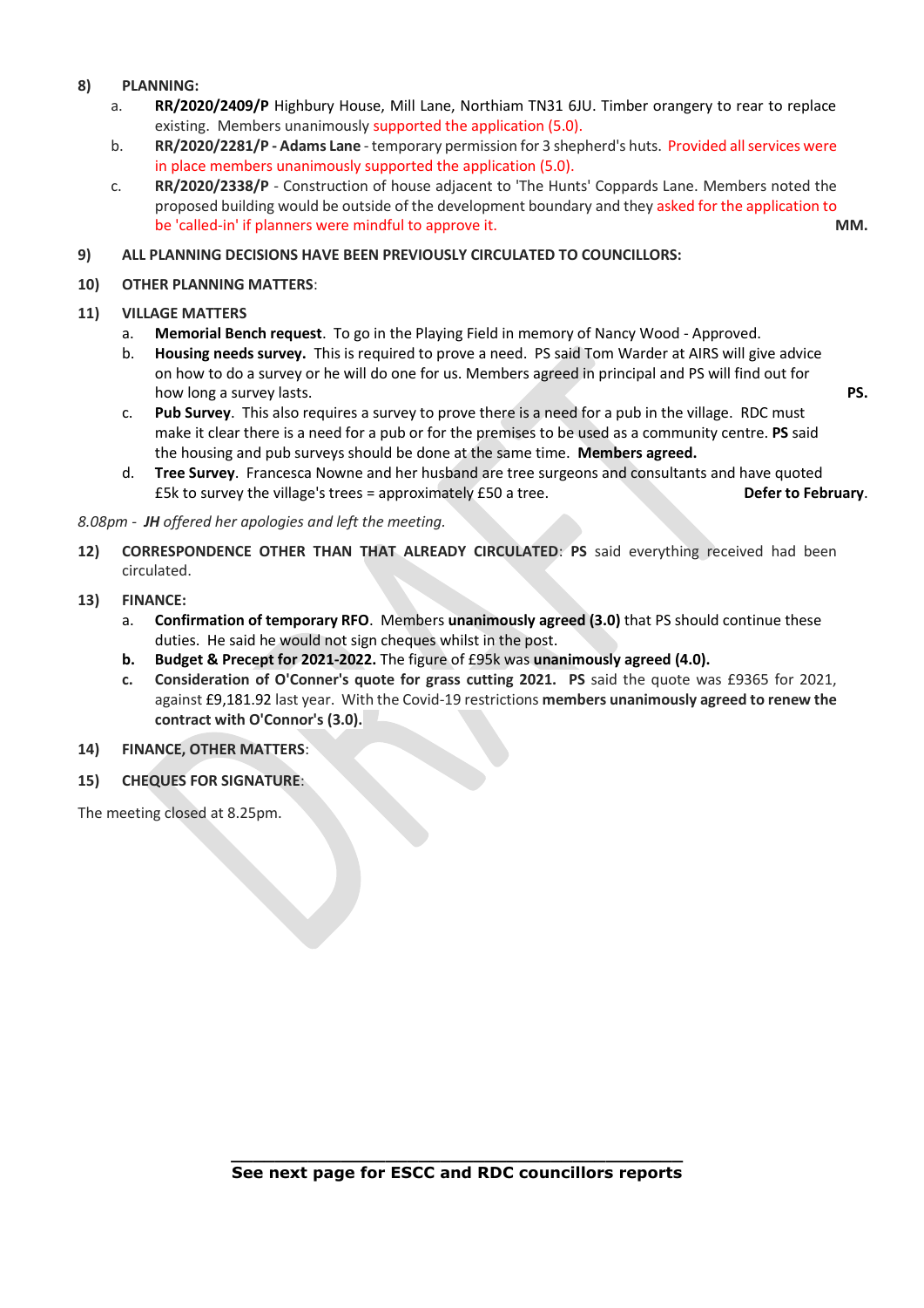**8) PLANNING:**

a. **RR/2020/2409/P** Highbury House, Mill Lane, Northiam TN31 6JU. Timber orangery to rear to replace existing. Members unanimously supported the application (5.0).

b. **RR/2020/2281/P - Adams Lane** - temporary permission for 3 shepherd's huts. Provided all services were in place members unanimously supported the application (5.0).

c. **RR/2020/2338/P** - Construction of house adjacent to 'The Hunts' Coppards Lane. Members noted the proposed building would be outside of the development boundary and they asked for the application to be 'called-in' if planners were mindful to approve it. **MM.**

**9) ALL PLANNING DECISIONS HAVE BEEN PREVIOUSLY CIRCULATED TO COUNCILLORS:**

**10) OTHER PLANNING MATTERS**:

**11) VILLAGE MATTERS**

a. **Memorial Bench request**. To go in the Playing Field in memory of Nancy Wood - Approved.

b. **Housing needs survey.** This is required to prove a need. PS said Tom Warder at AIRS will give advice on how to do a survey or he will do one for us. Members agreed in principal and PS will find out for how long a survey lasts. **PS.**

c. **Pub Survey**. This also requires a survey to prove there is a need for a pub in the village. RDC must make it clear there is a need for a pub or for the premises to be used as a community centre. **PS** said the housing and pub surveys should be done at the same time. **Members agreed.**

d. **Tree Survey**. Francesca Nowne and her husband are tree surgeons and consultants and have quoted £5k to survey the village's trees = approximately £50 a tree. **Defer to February**.

*8.08pm - **JH** offered her apologies and left the meeting.*

**12) CORRESPONDENCE OTHER THAN THAT ALREADY CIRCULATED**: **PS** said everything received had been circulated.

**13) FINANCE:**

a. **Confirmation of temporary RFO**. Members **unanimously agreed (3.0)** that PS should continue these duties. He said he would not sign cheques whilst in the post.

**b. Budget & Precept for 2021-2022.** The figure of £95k was **unanimously agreed (4.0).**

**c. Consideration of O'Conner's quote for grass cutting 2021.** **PS** said the quote was £9365 for 2021, against £9,181.92 last year. With the Covid-19 restrictions **members unanimously agreed to renew the contract with O'Connor's (3.0).**

**14) FINANCE, OTHER MATTERS**:

**15) CHEQUES FOR SIGNATURE**:

The meeting closed at 8.25pm.

**See next page for ESCC and RDC councillors reports**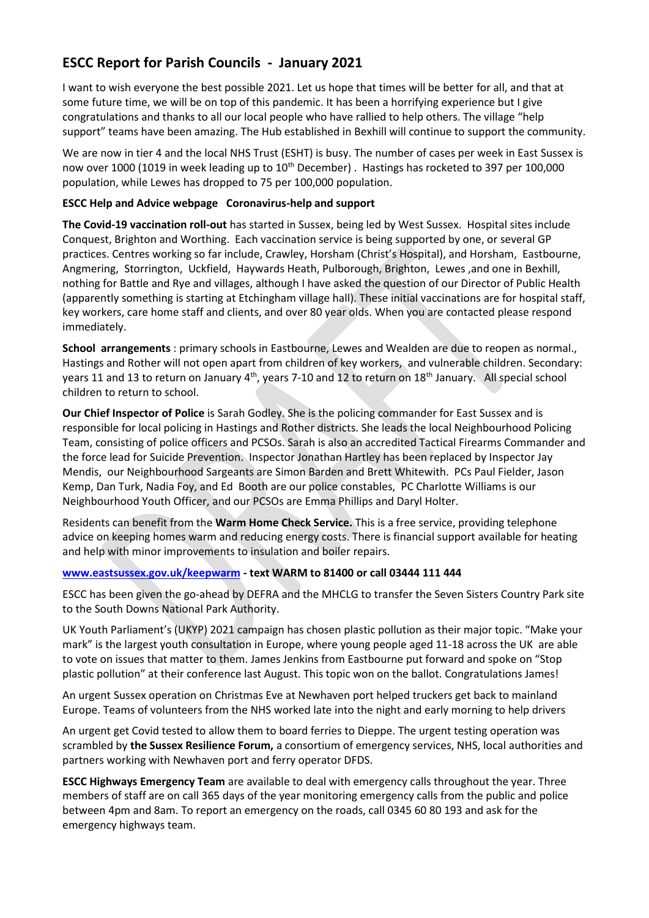## ESCC Report for Parish Councils - January 2021

I want to wish everyone the best possible 2021. Let us hope that times will be better for all, and that at some future time, we will be on top of this pandemic. It has been a horrifying experience but I give congratulations and thanks to all our local people who have rallied to help others. The village "help support" teams have been amazing. The Hub established in Bexhill will continue to support the community.

We are now in tier 4 and the local NHS Trust (ESHT) is busy. The number of cases per week in East Sussex is now over 1000 (1019 in week leading up to 10th December) . Hastings has rocketed to 397 per 100,000 population, while Lewes has dropped to 75 per 100,000 population.

**ESCC Help and Advice webpage Coronavirus-help and support**

**The Covid-19 vaccination roll-out** has started in Sussex, being led by West Sussex. Hospital sites include Conquest, Brighton and Worthing. Each vaccination service is being supported by one, or several GP practices. Centres working so far include, Crawley, Horsham (Christ's Hospital), and Horsham, Eastbourne, Angmering, Storrington, Uckfield, Haywards Heath, Pulborough, Brighton, Lewes ,and one in Bexhill, nothing for Battle and Rye and villages, although I have asked the question of our Director of Public Health (apparently something is starting at Etchingham village hall). These initial vaccinations are for hospital staff, key workers, care home staff and clients, and over 80 year olds. When you are contacted please respond immediately.

**School arrangements** : primary schools in Eastbourne, Lewes and Wealden are due to reopen as normal., Hastings and Rother will not open apart from children of key workers, and vulnerable children. Secondary: years 11 and 13 to return on January 4th, years 7-10 and 12 to return on 18th January. All special school children to return to school.

**Our Chief Inspector of Police** is Sarah Godley. She is the policing commander for East Sussex and is responsible for local policing in Hastings and Rother districts. She leads the local Neighbourhood Policing Team, consisting of police officers and PCSOs. Sarah is also an accredited Tactical Firearms Commander and the force lead for Suicide Prevention. Inspector Jonathan Hartley has been replaced by Inspector Jay Mendis, our Neighbourhood Sargeants are Simon Barden and Brett Whitewith. PCs Paul Fielder, Jason Kemp, Dan Turk, Nadia Foy, and Ed Booth are our police constables, PC Charlotte Williams is our Neighbourhood Youth Officer, and our PCSOs are Emma Phillips and Daryl Holter.

Residents can benefit from the **Warm Home Check Service.** This is a free service, providing telephone advice on keeping homes warm and reducing energy costs. There is financial support available for heating and help with minor improvements to insulation and boiler repairs.

**www.eastsussex.gov.uk/keepwarm - text WARM to 81400 or call 03444 111 444**

ESCC has been given the go-ahead by DEFRA and the MHCLG to transfer the Seven Sisters Country Park site to the South Downs National Park Authority.

UK Youth Parliament's (UKYP) 2021 campaign has chosen plastic pollution as their major topic. "Make your mark" is the largest youth consultation in Europe, where young people aged 11-18 across the UK are able to vote on issues that matter to them. James Jenkins from Eastbourne put forward and spoke on "Stop plastic pollution" at their conference last August. This topic won on the ballot. Congratulations James!

An urgent Sussex operation on Christmas Eve at Newhaven port helped truckers get back to mainland Europe. Teams of volunteers from the NHS worked late into the night and early morning to help drivers

An urgent get Covid tested to allow them to board ferries to Dieppe. The urgent testing operation was scrambled by **the Sussex Resilience Forum,** a consortium of emergency services, NHS, local authorities and partners working with Newhaven port and ferry operator DFDS.

**ESCC Highways Emergency Team** are available to deal with emergency calls throughout the year. Three members of staff are on call 365 days of the year monitoring emergency calls from the public and police between 4pm and 8am. To report an emergency on the roads, call 0345 60 80 193 and ask for the emergency highways team.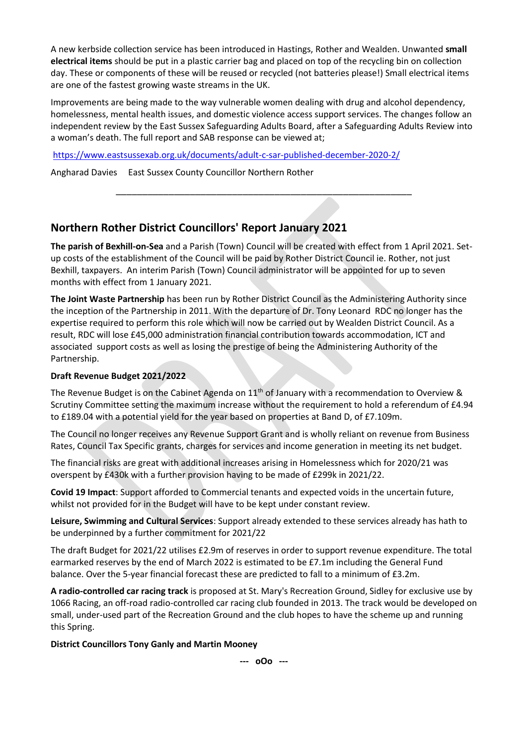A new kerbside collection service has been introduced in Hastings, Rother and Wealden. Unwanted **small electrical items** should be put in a plastic carrier bag and placed on top of the recycling bin on collection day. These or components of these will be reused or recycled (not batteries please!) Small electrical items are one of the fastest growing waste streams in the UK.

Improvements are being made to the way vulnerable women dealing with drug and alcohol dependency, homelessness, mental health issues, and domestic violence access support services. The changes follow an independent review by the East Sussex Safeguarding Adults Board, after a Safeguarding Adults Review into a woman's death. The full report and SAB response can be viewed at;

https://www.eastsussexab.org.uk/documents/adult-c-sar-published-december-2020-2/

Angharad Davies East Sussex County Councillor Northern Rother

---

## Northern Rother District Councillors' Report January 2021

**The parish of Bexhill-on-Sea** and a Parish (Town) Council will be created with effect from 1 April 2021. Set-up costs of the establishment of the Council will be paid by Rother District Council ie. Rother, not just Bexhill, taxpayers. An interim Parish (Town) Council administrator will be appointed for up to seven months with effect from 1 January 2021.

**The Joint Waste Partnership** has been run by Rother District Council as the Administering Authority since the inception of the Partnership in 2011. With the departure of Dr. Tony Leonard RDC no longer has the expertise required to perform this role which will now be carried out by Wealden District Council. As a result, RDC will lose £45,000 administration financial contribution towards accommodation, ICT and associated support costs as well as losing the prestige of being the Administering Authority of the Partnership.

**Draft Revenue Budget 2021/2022**

The Revenue Budget is on the Cabinet Agenda on 11th of January with a recommendation to Overview & Scrutiny Committee setting the maximum increase without the requirement to hold a referendum of £4.94 to £189.04 with a potential yield for the year based on properties at Band D, of £7.109m.

The Council no longer receives any Revenue Support Grant and is wholly reliant on revenue from Business Rates, Council Tax Specific grants, charges for services and income generation in meeting its net budget.

The financial risks are great with additional increases arising in Homelessness which for 2020/21 was overspent by £430k with a further provision having to be made of £299k in 2021/22.

**Covid 19 Impact**: Support afforded to Commercial tenants and expected voids in the uncertain future, whilst not provided for in the Budget will have to be kept under constant review.

**Leisure, Swimming and Cultural Services**: Support already extended to these services already has hath to be underpinned by a further commitment for 2021/22

The draft Budget for 2021/22 utilises £2.9m of reserves in order to support revenue expenditure. The total earmarked reserves by the end of March 2022 is estimated to be £7.1m including the General Fund balance. Over the 5-year financial forecast these are predicted to fall to a minimum of £3.2m.

**A radio-controlled car racing track** is proposed at St. Mary's Recreation Ground, Sidley for exclusive use by 1066 Racing, an off-road radio-controlled car racing club founded in 2013. The track would be developed on small, under-used part of the Recreation Ground and the club hopes to have the scheme up and running this Spring.

**District Councillors Tony Ganly and Martin Mooney**

--- oOo ---